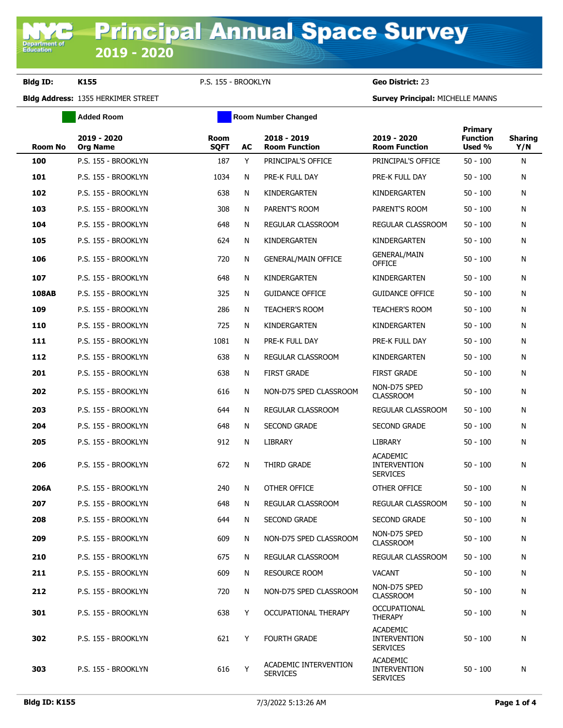# Principal Annual Space Survey

## 2019 - 2020

**Bldg ID:** K155 &nbsp;&nbsp;&nbsp; P.S. 155 - BROOKLYN &nbsp;&nbsp;&nbsp; **Geo District:** 23

**Bldg Address:** 1355 HERKIMER STREET &nbsp;&nbsp;&nbsp; **Survey Principal:** MICHELLE MANNS

Added Room &nbsp;&nbsp;&nbsp; Room Number Changed

| Room No | 2019 - 2020 Org Name | Room SQFT | AC | 2018 - 2019 Room Function | 2019 - 2020 Room Function | Primary Function Used % | Sharing Y/N |
|---|---|---|---|---|---|---|---|
| **100** | P.S. 155 - BROOKLYN | 187 | Y | PRINCIPAL'S OFFICE | PRINCIPAL'S OFFICE | 50 - 100 | N |
| **101** | P.S. 155 - BROOKLYN | 1034 | N | PRE-K FULL DAY | PRE-K FULL DAY | 50 - 100 | N |
| **102** | P.S. 155 - BROOKLYN | 638 | N | KINDERGARTEN | KINDERGARTEN | 50 - 100 | N |
| **103** | P.S. 155 - BROOKLYN | 308 | N | PARENT'S ROOM | PARENT'S ROOM | 50 - 100 | N |
| **104** | P.S. 155 - BROOKLYN | 648 | N | REGULAR CLASSROOM | REGULAR CLASSROOM | 50 - 100 | N |
| **105** | P.S. 155 - BROOKLYN | 624 | N | KINDERGARTEN | KINDERGARTEN | 50 - 100 | N |
| **106** | P.S. 155 - BROOKLYN | 720 | N | GENERAL/MAIN OFFICE | GENERAL/MAIN OFFICE | 50 - 100 | N |
| **107** | P.S. 155 - BROOKLYN | 648 | N | KINDERGARTEN | KINDERGARTEN | 50 - 100 | N |
| **108AB** | P.S. 155 - BROOKLYN | 325 | N | GUIDANCE OFFICE | GUIDANCE OFFICE | 50 - 100 | N |
| **109** | P.S. 155 - BROOKLYN | 286 | N | TEACHER'S ROOM | TEACHER'S ROOM | 50 - 100 | N |
| **110** | P.S. 155 - BROOKLYN | 725 | N | KINDERGARTEN | KINDERGARTEN | 50 - 100 | N |
| **111** | P.S. 155 - BROOKLYN | 1081 | N | PRE-K FULL DAY | PRE-K FULL DAY | 50 - 100 | N |
| **112** | P.S. 155 - BROOKLYN | 638 | N | REGULAR CLASSROOM | KINDERGARTEN | 50 - 100 | N |
| **201** | P.S. 155 - BROOKLYN | 638 | N | FIRST GRADE | FIRST GRADE | 50 - 100 | N |
| **202** | P.S. 155 - BROOKLYN | 616 | N | NON-D75 SPED CLASSROOM | NON-D75 SPED CLASSROOM | 50 - 100 | N |
| **203** | P.S. 155 - BROOKLYN | 644 | N | REGULAR CLASSROOM | REGULAR CLASSROOM | 50 - 100 | N |
| **204** | P.S. 155 - BROOKLYN | 648 | N | SECOND GRADE | SECOND GRADE | 50 - 100 | N |
| **205** | P.S. 155 - BROOKLYN | 912 | N | LIBRARY | LIBRARY | 50 - 100 | N |
| **206** | P.S. 155 - BROOKLYN | 672 | N | THIRD GRADE | ACADEMIC INTERVENTION SERVICES | 50 - 100 | N |
| **206A** | P.S. 155 - BROOKLYN | 240 | N | OTHER OFFICE | OTHER OFFICE | 50 - 100 | N |
| **207** | P.S. 155 - BROOKLYN | 648 | N | REGULAR CLASSROOM | REGULAR CLASSROOM | 50 - 100 | N |
| **208** | P.S. 155 - BROOKLYN | 644 | N | SECOND GRADE | SECOND GRADE | 50 - 100 | N |
| **209** | P.S. 155 - BROOKLYN | 609 | N | NON-D75 SPED CLASSROOM | NON-D75 SPED CLASSROOM | 50 - 100 | N |
| **210** | P.S. 155 - BROOKLYN | 675 | N | REGULAR CLASSROOM | REGULAR CLASSROOM | 50 - 100 | N |
| **211** | P.S. 155 - BROOKLYN | 609 | N | RESOURCE ROOM | VACANT | 50 - 100 | N |
| **212** | P.S. 155 - BROOKLYN | 720 | N | NON-D75 SPED CLASSROOM | NON-D75 SPED CLASSROOM | 50 - 100 | N |
| **301** | P.S. 155 - BROOKLYN | 638 | Y | OCCUPATIONAL THERAPY | OCCUPATIONAL THERAPY | 50 - 100 | N |
| **302** | P.S. 155 - BROOKLYN | 621 | Y | FOURTH GRADE | ACADEMIC INTERVENTION SERVICES | 50 - 100 | N |
| **303** | P.S. 155 - BROOKLYN | 616 | Y | ACADEMIC INTERVENTION SERVICES | ACADEMIC INTERVENTION SERVICES | 50 - 100 | N |

**Bldg ID: K155** &nbsp;&nbsp;&nbsp; 7/3/2022 5:13:26 AM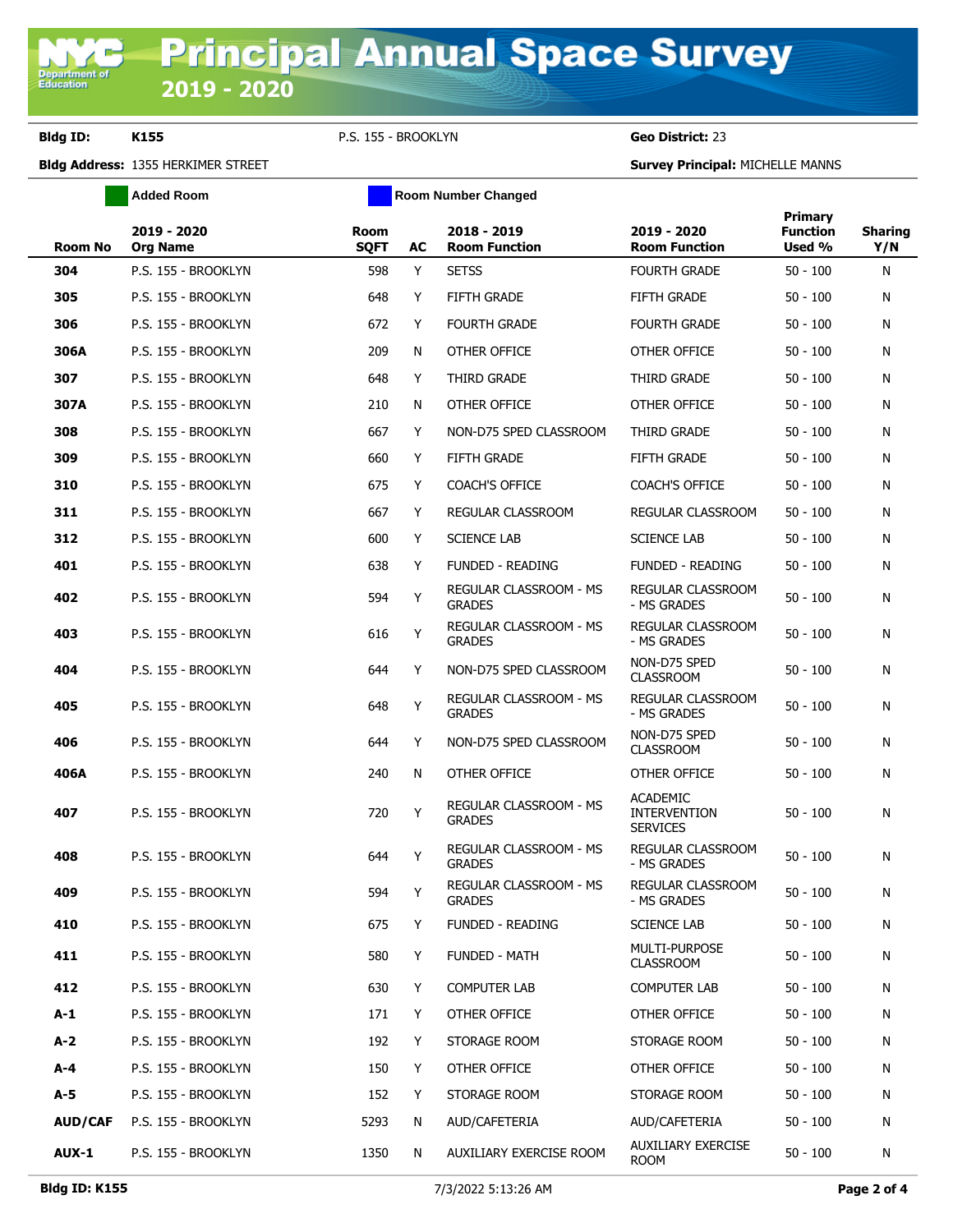# Principal Annual Space Survey 2019 - 2020

**Bldg ID:** K155 P.S. 155 - BROOKLYN **Geo District:** 23

**Bldg Address:** 1355 HERKIMER STREET **Survey Principal:** MICHELLE MANNS

Added Room | Room Number Changed

| Room No | 2019 - 2020 Org Name | Room SQFT | AC | 2018 - 2019 Room Function | 2019 - 2020 Room Function | Primary Function Used % | Sharing Y/N |
|---|---|---|---|---|---|---|---|
| 304 | P.S. 155 - BROOKLYN | 598 | Y | SETSS | FOURTH GRADE | 50 - 100 | N |
| 305 | P.S. 155 - BROOKLYN | 648 | Y | FIFTH GRADE | FIFTH GRADE | 50 - 100 | N |
| 306 | P.S. 155 - BROOKLYN | 672 | Y | FOURTH GRADE | FOURTH GRADE | 50 - 100 | N |
| 306A | P.S. 155 - BROOKLYN | 209 | N | OTHER OFFICE | OTHER OFFICE | 50 - 100 | N |
| 307 | P.S. 155 - BROOKLYN | 648 | Y | THIRD GRADE | THIRD GRADE | 50 - 100 | N |
| 307A | P.S. 155 - BROOKLYN | 210 | N | OTHER OFFICE | OTHER OFFICE | 50 - 100 | N |
| 308 | P.S. 155 - BROOKLYN | 667 | Y | NON-D75 SPED CLASSROOM | THIRD GRADE | 50 - 100 | N |
| 309 | P.S. 155 - BROOKLYN | 660 | Y | FIFTH GRADE | FIFTH GRADE | 50 - 100 | N |
| 310 | P.S. 155 - BROOKLYN | 675 | Y | COACH'S OFFICE | COACH'S OFFICE | 50 - 100 | N |
| 311 | P.S. 155 - BROOKLYN | 667 | Y | REGULAR CLASSROOM | REGULAR CLASSROOM | 50 - 100 | N |
| 312 | P.S. 155 - BROOKLYN | 600 | Y | SCIENCE LAB | SCIENCE LAB | 50 - 100 | N |
| 401 | P.S. 155 - BROOKLYN | 638 | Y | FUNDED - READING | FUNDED - READING | 50 - 100 | N |
| 402 | P.S. 155 - BROOKLYN | 594 | Y | REGULAR CLASSROOM - MS GRADES | REGULAR CLASSROOM - MS GRADES | 50 - 100 | N |
| 403 | P.S. 155 - BROOKLYN | 616 | Y | REGULAR CLASSROOM - MS GRADES | REGULAR CLASSROOM - MS GRADES | 50 - 100 | N |
| 404 | P.S. 155 - BROOKLYN | 644 | Y | NON-D75 SPED CLASSROOM | NON-D75 SPED CLASSROOM | 50 - 100 | N |
| 405 | P.S. 155 - BROOKLYN | 648 | Y | REGULAR CLASSROOM - MS GRADES | REGULAR CLASSROOM - MS GRADES | 50 - 100 | N |
| 406 | P.S. 155 - BROOKLYN | 644 | Y | NON-D75 SPED CLASSROOM | NON-D75 SPED CLASSROOM | 50 - 100 | N |
| 406A | P.S. 155 - BROOKLYN | 240 | N | OTHER OFFICE | OTHER OFFICE | 50 - 100 | N |
| 407 | P.S. 155 - BROOKLYN | 720 | Y | REGULAR CLASSROOM - MS GRADES | ACADEMIC INTERVENTION SERVICES | 50 - 100 | N |
| 408 | P.S. 155 - BROOKLYN | 644 | Y | REGULAR CLASSROOM - MS GRADES | REGULAR CLASSROOM - MS GRADES | 50 - 100 | N |
| 409 | P.S. 155 - BROOKLYN | 594 | Y | REGULAR CLASSROOM - MS GRADES | REGULAR CLASSROOM - MS GRADES | 50 - 100 | N |
| 410 | P.S. 155 - BROOKLYN | 675 | Y | FUNDED - READING | SCIENCE LAB | 50 - 100 | N |
| 411 | P.S. 155 - BROOKLYN | 580 | Y | FUNDED - MATH | MULTI-PURPOSE CLASSROOM | 50 - 100 | N |
| 412 | P.S. 155 - BROOKLYN | 630 | Y | COMPUTER LAB | COMPUTER LAB | 50 - 100 | N |
| A-1 | P.S. 155 - BROOKLYN | 171 | Y | OTHER OFFICE | OTHER OFFICE | 50 - 100 | N |
| A-2 | P.S. 155 - BROOKLYN | 192 | Y | STORAGE ROOM | STORAGE ROOM | 50 - 100 | N |
| A-4 | P.S. 155 - BROOKLYN | 150 | Y | OTHER OFFICE | OTHER OFFICE | 50 - 100 | N |
| A-5 | P.S. 155 - BROOKLYN | 152 | Y | STORAGE ROOM | STORAGE ROOM | 50 - 100 | N |
| AUD/CAF | P.S. 155 - BROOKLYN | 5293 | N | AUD/CAFETERIA | AUD/CAFETERIA | 50 - 100 | N |
| AUX-1 | P.S. 155 - BROOKLYN | 1350 | N | AUXILIARY EXERCISE ROOM | AUXILIARY EXERCISE ROOM | 50 - 100 | N |

Bldg ID: K155 7/3/2022 5:13:26 AM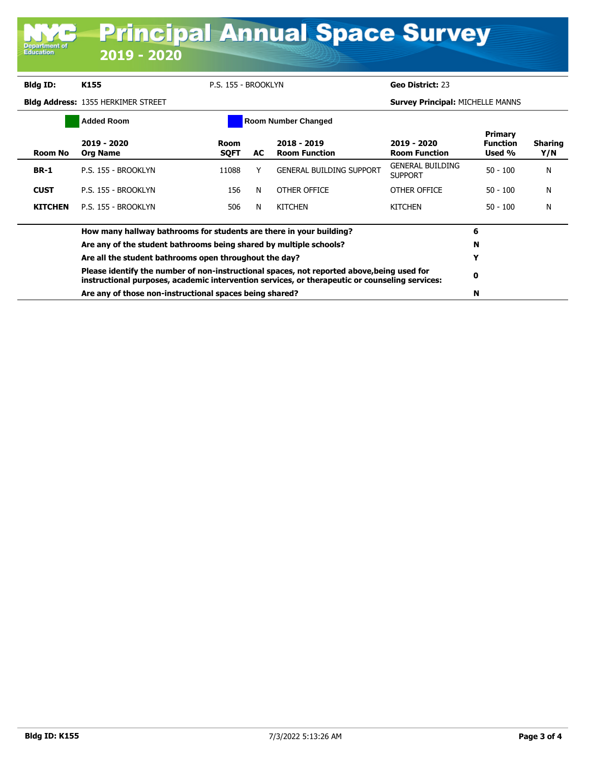# Principal Annual Space Survey

## 2019 - 2020

**Bldg ID:** **K155** P.S. 155 - BROOKLYN **Geo District:** 23

**Bldg Address:** 1355 HERKIMER STREET **Survey Principal:** MICHELLE MANNS

Added Room | Room Number Changed

| Room No | 2019 - 2020 Org Name | Room SQFT | AC | 2018 - 2019 Room Function | 2019 - 2020 Room Function | Primary Function Used % | Sharing Y/N |
|---|---|---|---|---|---|---|---|
| **BR-1** | P.S. 155 - BROOKLYN | 11088 | Y | GENERAL BUILDING SUPPORT | GENERAL BUILDING SUPPORT | 50 - 100 | N |
| **CUST** | P.S. 155 - BROOKLYN | 156 | N | OTHER OFFICE | OTHER OFFICE | 50 - 100 | N |
| **KITCHEN** | P.S. 155 - BROOKLYN | 506 | N | KITCHEN | KITCHEN | 50 - 100 | N |

| Question | Answer |
|---|---|
| **How many hallway bathrooms for students are there in your building?** | **6** |
| **Are any of the student bathrooms being shared by multiple schools?** | **N** |
| **Are all the student bathrooms open throughout the day?** | **Y** |
| **Please identify the number of non-instructional spaces, not reported above,being used for instructional purposes, academic intervention services, or therapeutic or counseling services:** | **0** |
| **Are any of those non-instructional spaces being shared?** | **N** |

**Bldg ID: K155** 7/3/2022 5:13:26 AM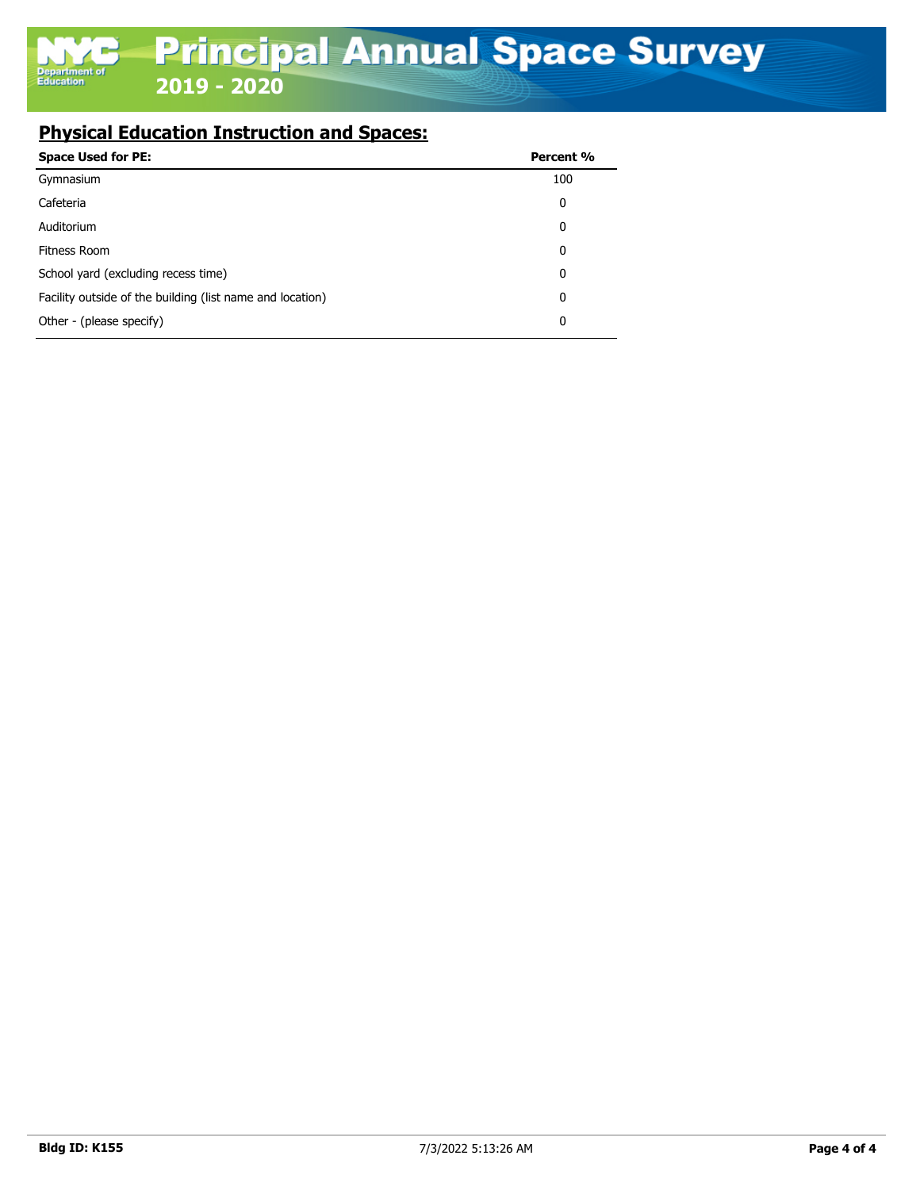## Physical Education Instruction and Spaces:

| Space Used for PE: | Percent % |
| --- | --- |
| Gymnasium | 100 |
| Cafeteria | 0 |
| Auditorium | 0 |
| Fitness Room | 0 |
| School yard (excluding recess time) | 0 |
| Facility outside of the building (list name and location) | 0 |
| Other - (please specify) | 0 |